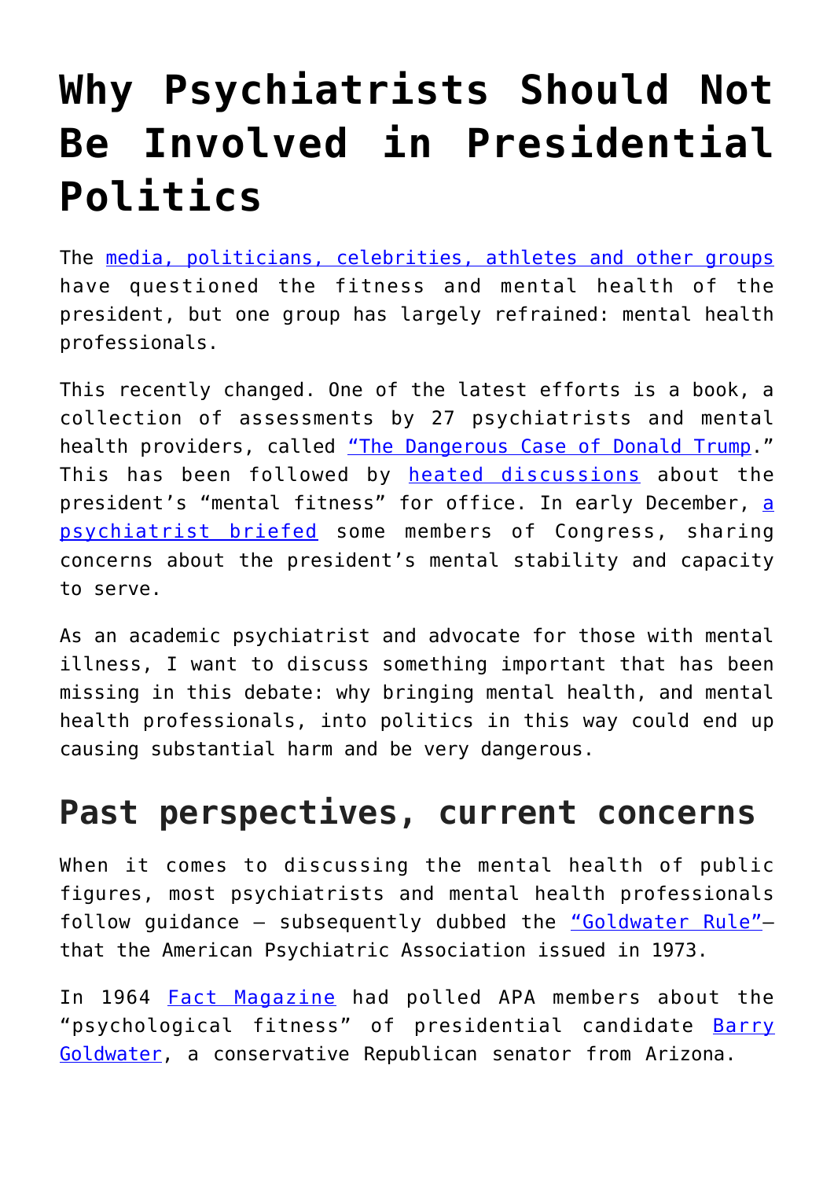# Why Psychiatrists Should Not Be Involved in Presidential Politics

The media, politicians, celebrities, athletes and other groups have questioned the fitness and mental health of the president, but one group has largely refrained: mental health professionals.

This recently changed. One of the latest efforts is a book, a collection of assessments by 27 psychiatrists and mental health providers, called "The Dangerous Case of Donald Trump." This has been followed by heated discussions about the president's "mental fitness" for office. In early December, a psychiatrist briefed some members of Congress, sharing concerns about the president's mental stability and capacity to serve.

As an academic psychiatrist and advocate for those with mental illness, I want to discuss something important that has been missing in this debate: why bringing mental health, and mental health professionals, into politics in this way could end up causing substantial harm and be very dangerous.

## Past perspectives, current concerns

When it comes to discussing the mental health of public figures, most psychiatrists and mental health professionals follow guidance – subsequently dubbed the "Goldwater Rule"– that the American Psychiatric Association issued in 1973.

In 1964 Fact Magazine had polled APA members about the "psychological fitness" of presidential candidate Barry Goldwater, a conservative Republican senator from Arizona.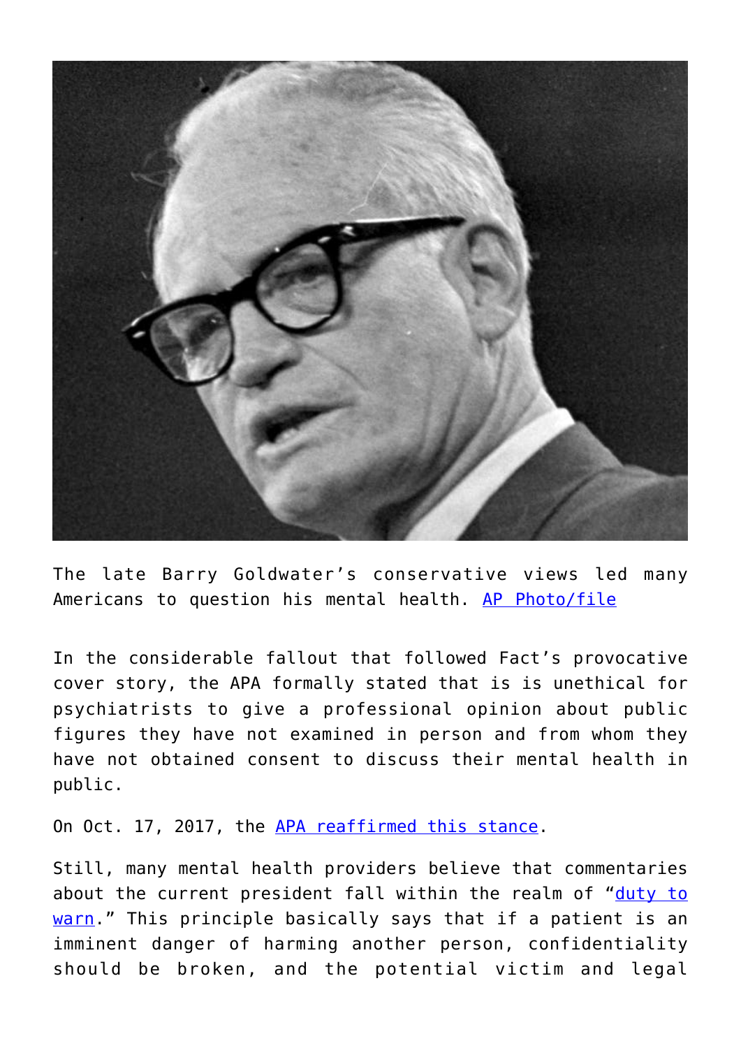The late Barry Goldwater's conservative views led many Americans to question his mental health. AP Photo/file

In the considerable fallout that followed Fact's provocative cover story, the APA formally stated that is is unethical for psychiatrists to give a professional opinion about public figures they have not examined in person and from whom they have not obtained consent to discuss their mental health in public.

On Oct. 17, 2017, the APA reaffirmed this stance.

Still, many mental health providers believe that commentaries about the current president fall within the realm of "duty to warn." This principle basically says that if a patient is an imminent danger of harming another person, confidentiality should be broken, and the potential victim and legal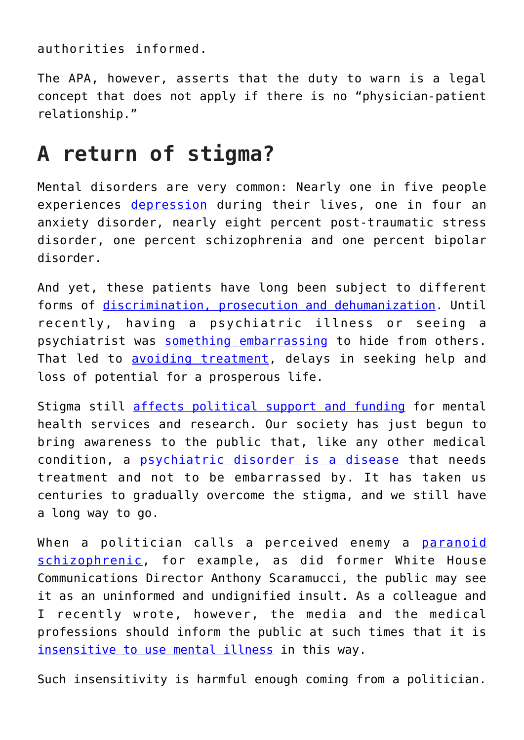authorities informed.

The APA, however, asserts that the duty to warn is a legal concept that does not apply if there is no "physician-patient relationship."

## A return of stigma?

Mental disorders are very common: Nearly one in five people experiences depression during their lives, one in four an anxiety disorder, nearly eight percent post-traumatic stress disorder, one percent schizophrenia and one percent bipolar disorder.

And yet, these patients have long been subject to different forms of discrimination, prosecution and dehumanization. Until recently, having a psychiatric illness or seeing a psychiatrist was something embarrassing to hide from others. That led to avoiding treatment, delays in seeking help and loss of potential for a prosperous life.

Stigma still affects political support and funding for mental health services and research. Our society has just begun to bring awareness to the public that, like any other medical condition, a psychiatric disorder is a disease that needs treatment and not to be embarrassed by. It has taken us centuries to gradually overcome the stigma, and we still have a long way to go.

When a politician calls a perceived enemy a paranoid schizophrenic, for example, as did former White House Communications Director Anthony Scaramucci, the public may see it as an uninformed and undignified insult. As a colleague and I recently wrote, however, the media and the medical professions should inform the public at such times that it is insensitive to use mental illness in this way.

Such insensitivity is harmful enough coming from a politician.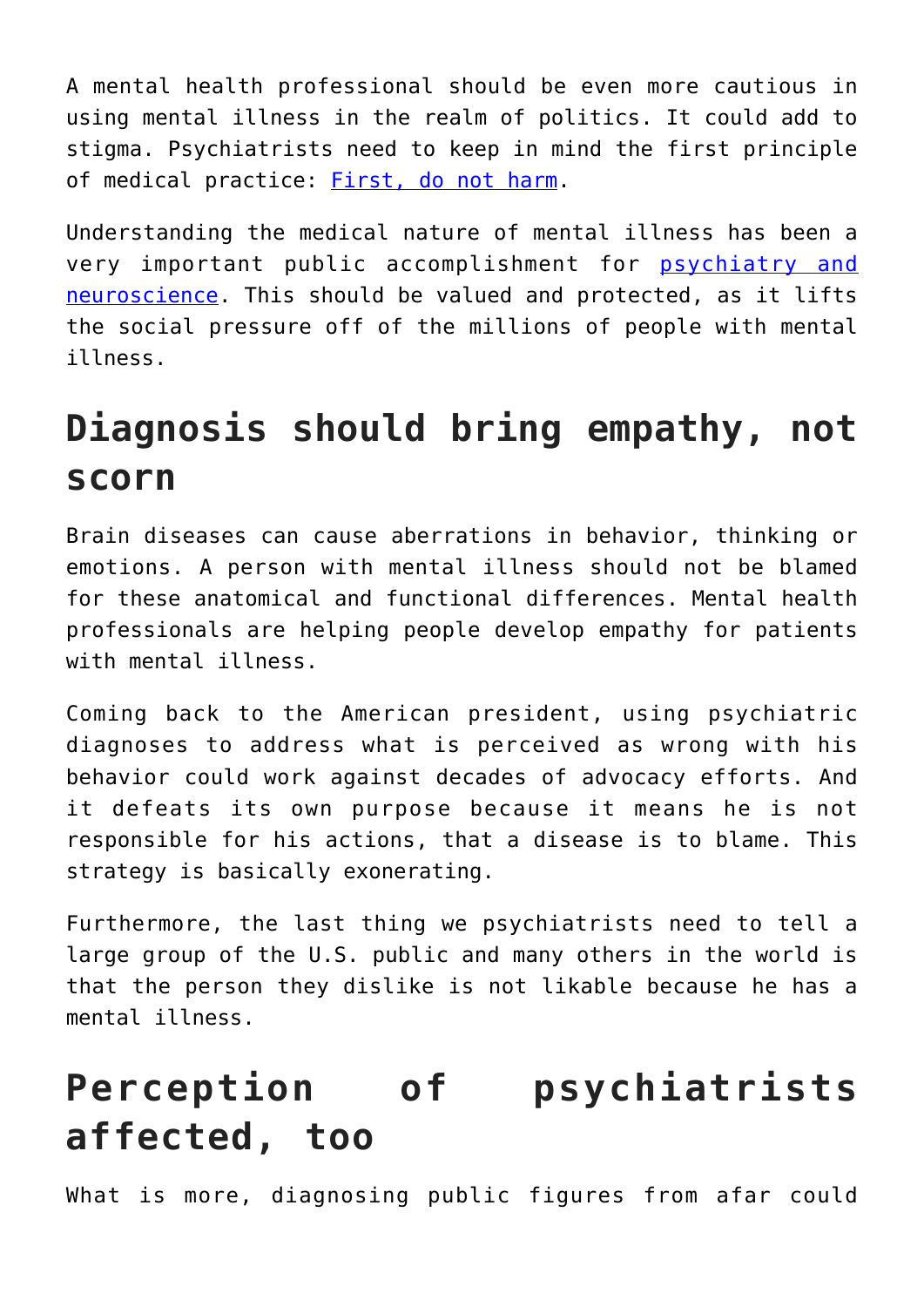A mental health professional should be even more cautious in using mental illness in the realm of politics. It could add to stigma. Psychiatrists need to keep in mind the first principle of medical practice: First, do not harm.

Understanding the medical nature of mental illness has been a very important public accomplishment for psychiatry and neuroscience. This should be valued and protected, as it lifts the social pressure off of the millions of people with mental illness.

## Diagnosis should bring empathy, not scorn

Brain diseases can cause aberrations in behavior, thinking or emotions. A person with mental illness should not be blamed for these anatomical and functional differences. Mental health professionals are helping people develop empathy for patients with mental illness.

Coming back to the American president, using psychiatric diagnoses to address what is perceived as wrong with his behavior could work against decades of advocacy efforts. And it defeats its own purpose because it means he is not responsible for his actions, that a disease is to blame. This strategy is basically exonerating.

Furthermore, the last thing we psychiatrists need to tell a large group of the U.S. public and many others in the world is that the person they dislike is not likable because he has a mental illness.

## Perception of psychiatrists affected, too

What is more, diagnosing public figures from afar could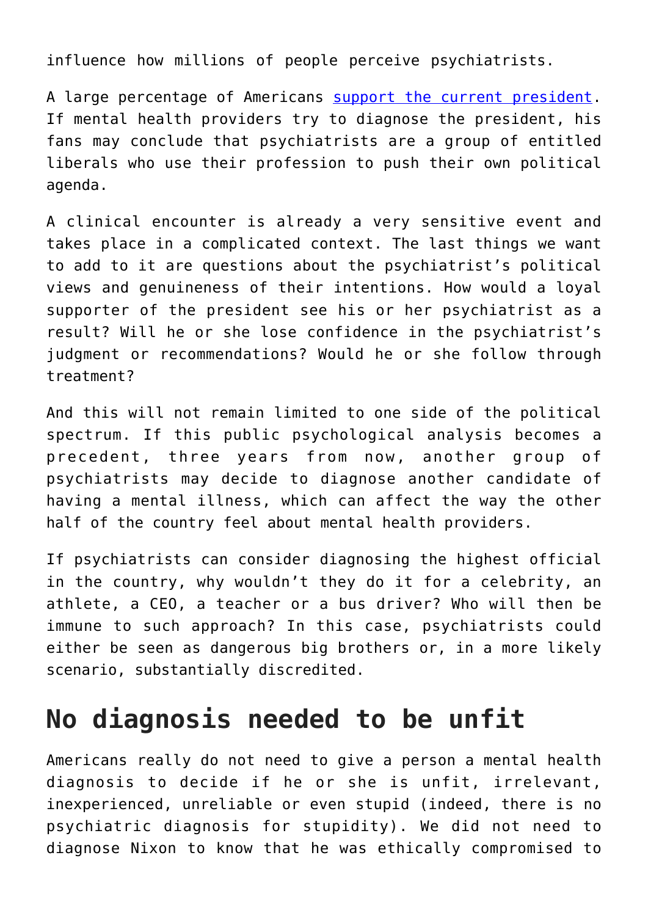influence how millions of people perceive psychiatrists.

A large percentage of Americans [support the current president](). If mental health providers try to diagnose the president, his fans may conclude that psychiatrists are a group of entitled liberals who use their profession to push their own political agenda.

A clinical encounter is already a very sensitive event and takes place in a complicated context. The last things we want to add to it are questions about the psychiatrist's political views and genuineness of their intentions. How would a loyal supporter of the president see his or her psychiatrist as a result? Will he or she lose confidence in the psychiatrist's judgment or recommendations? Would he or she follow through treatment?

And this will not remain limited to one side of the political spectrum. If this public psychological analysis becomes a precedent, three years from now, another group of psychiatrists may decide to diagnose another candidate of having a mental illness, which can affect the way the other half of the country feel about mental health providers.

If psychiatrists can consider diagnosing the highest official in the country, why wouldn't they do it for a celebrity, an athlete, a CEO, a teacher or a bus driver? Who will then be immune to such approach? In this case, psychiatrists could either be seen as dangerous big brothers or, in a more likely scenario, substantially discredited.

## No diagnosis needed to be unfit

Americans really do not need to give a person a mental health diagnosis to decide if he or she is unfit, irrelevant, inexperienced, unreliable or even stupid (indeed, there is no psychiatric diagnosis for stupidity). We did not need to diagnose Nixon to know that he was ethically compromised to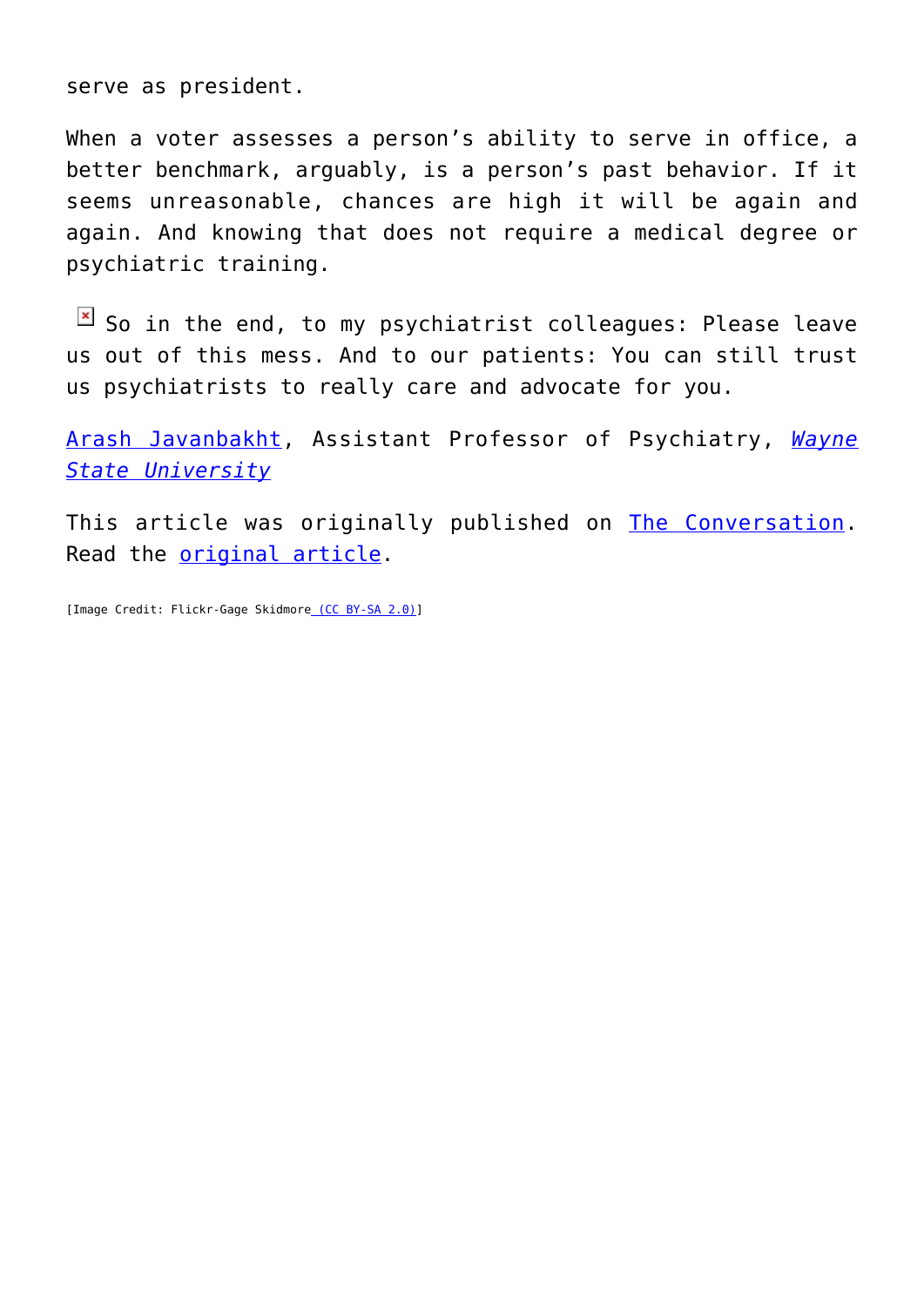serve as president.

When a voter assesses a person's ability to serve in office, a better benchmark, arguably, is a person's past behavior. If it seems unreasonable, chances are high it will be again and again. And knowing that does not require a medical degree or psychiatric training.

So in the end, to my psychiatrist colleagues: Please leave us out of this mess. And to our patients: You can still trust us psychiatrists to really care and advocate for you.

Arash Javanbakht, Assistant Professor of Psychiatry, *Wayne State University*

This article was originally published on The Conversation. Read the original article.

[Image Credit: Flickr-Gage Skidmore (CC BY-SA 2.0)]